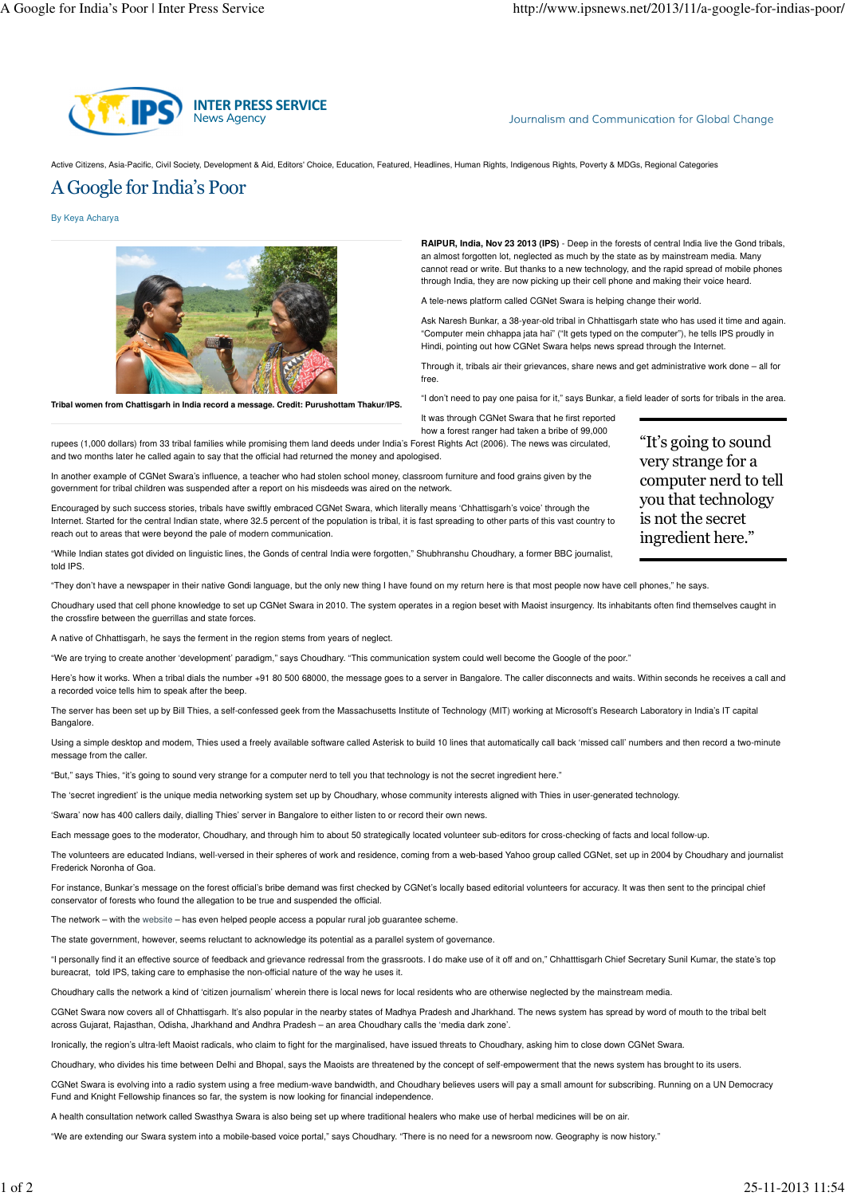INTER PRESS SERVICE
News Agency

Journalism and Communication for Global Change

Active Citizens, Asia-Pacific, Civil Society, Development & Aid, Editors' Choice, Education, Featured, Headlines, Human Rights, Indigenous Rights, Poverty & MDGs, Regional Categories

# A Google for India's Poor

By Keya Acharya

**Tribal women from Chattisgarh in India record a message. Credit: Purushottam Thakur/IPS.**

**RAIPUR, India, Nov 23 2013 (IPS)** - Deep in the forests of central India live the Gond tribals, an almost forgotten lot, neglected as much by the state as by mainstream media. Many cannot read or write. But thanks to a new technology, and the rapid spread of mobile phones through India, they are now picking up their cell phone and making their voice heard.

A tele-news platform called CGNet Swara is helping change their world.

Ask Naresh Bunkar, a 38-year-old tribal in Chhattisgarh state who has used it time and again. "Computer mein chhappa jata hai" ("It gets typed on the computer"), he tells IPS proudly in Hindi, pointing out how CGNet Swara helps news spread through the Internet.

Through it, tribals air their grievances, share news and get administrative work done – all for free.

"I don't need to pay one paisa for it," says Bunkar, a field leader of sorts for tribals in the area.

It was through CGNet Swara that he first reported how a forest ranger had taken a bribe of 99,000 rupees (1,000 dollars) from 33 tribal families while promising them land deeds under India's Forest Rights Act (2006). The news was circulated, and two months later he called again to say that the official had returned the money and apologised.

> "It's going to sound very strange for a computer nerd to tell you that technology is not the secret ingredient here."

In another example of CGNet Swara's influence, a teacher who had stolen school money, classroom furniture and food grains given by the government for tribal children was suspended after a report on his misdeeds was aired on the network.

Encouraged by such success stories, tribals have swiftly embraced CGNet Swara, which literally means 'Chhattisgarh's voice' through the Internet. Started for the central Indian state, where 32.5 percent of the population is tribal, it is fast spreading to other parts of this vast country to reach out to areas that were beyond the pale of modern communication.

"While Indian states got divided on linguistic lines, the Gonds of central India were forgotten," Shubhranshu Choudhary, a former BBC journalist, told IPS.

"They don't have a newspaper in their native Gondi language, but the only new thing I have found on my return here is that most people now have cell phones," he says.

Choudhary used that cell phone knowledge to set up CGNet Swara in 2010. The system operates in a region beset with Maoist insurgency. Its inhabitants often find themselves caught in the crossfire between the guerrillas and state forces.

A native of Chhattisgarh, he says the ferment in the region stems from years of neglect.

"We are trying to create another 'development' paradigm," says Choudhary. "This communication system could well become the Google of the poor."

Here's how it works. When a tribal dials the number +91 80 500 68000, the message goes to a server in Bangalore. The caller disconnects and waits. Within seconds he receives a call and a recorded voice tells him to speak after the beep.

The server has been set up by Bill Thies, a self-confessed geek from the Massachusetts Institute of Technology (MIT) working at Microsoft's Research Laboratory in India's IT capital Bangalore.

Using a simple desktop and modem, Thies used a freely available software called Asterisk to build 10 lines that automatically call back 'missed call' numbers and then record a two-minute message from the caller.

"But," says Thies, "it's going to sound very strange for a computer nerd to tell you that technology is not the secret ingredient here."

The 'secret ingredient' is the unique media networking system set up by Choudhary, whose community interests aligned with Thies in user-generated technology.

'Swara' now has 400 callers daily, dialling Thies' server in Bangalore to either listen to or record their own news.

Each message goes to the moderator, Choudhary, and through him to about 50 strategically located volunteer sub-editors for cross-checking of facts and local follow-up.

The volunteers are educated Indians, well-versed in their spheres of work and residence, coming from a web-based Yahoo group called CGNet, set up in 2004 by Choudhary and journalist Frederick Noronha of Goa.

For instance, Bunkar's message on the forest official's bribe demand was first checked by CGNet's locally based editorial volunteers for accuracy. It was then sent to the principal chief conservator of forests who found the allegation to be true and suspended the official.

The network – with the website – has even helped people access a popular rural job guarantee scheme.

The state government, however, seems reluctant to acknowledge its potential as a parallel system of governance.

"I personally find it an effective source of feedback and grievance redressal from the grassroots. I do make use of it off and on," Chhatttisgarh Chief Secretary Sunil Kumar, the state's top bureacrat, told IPS, taking care to emphasise the non-official nature of the way he uses it.

Choudhary calls the network a kind of 'citizen journalism' wherein there is local news for local residents who are otherwise neglected by the mainstream media.

CGNet Swara now covers all of Chhattisgarh. It's also popular in the nearby states of Madhya Pradesh and Jharkhand. The news system has spread by word of mouth to the tribal belt across Gujarat, Rajasthan, Odisha, Jharkhand and Andhra Pradesh – an area Choudhary calls the 'media dark zone'.

Ironically, the region's ultra-left Maoist radicals, who claim to fight for the marginalised, have issued threats to Choudhary, asking him to close down CGNet Swara.

Choudhary, who divides his time between Delhi and Bhopal, says the Maoists are threatened by the concept of self-empowerment that the news system has brought to its users.

CGNet Swara is evolving into a radio system using a free medium-wave bandwidth, and Choudhary believes users will pay a small amount for subscribing. Running on a UN Democracy Fund and Knight Fellowship finances so far, the system is now looking for financial independence.

A health consultation network called Swasthya Swara is also being set up where traditional healers who make use of herbal medicines will be on air.

"We are extending our Swara system into a mobile-based voice portal," says Choudhary. "There is no need for a newsroom now. Geography is now history."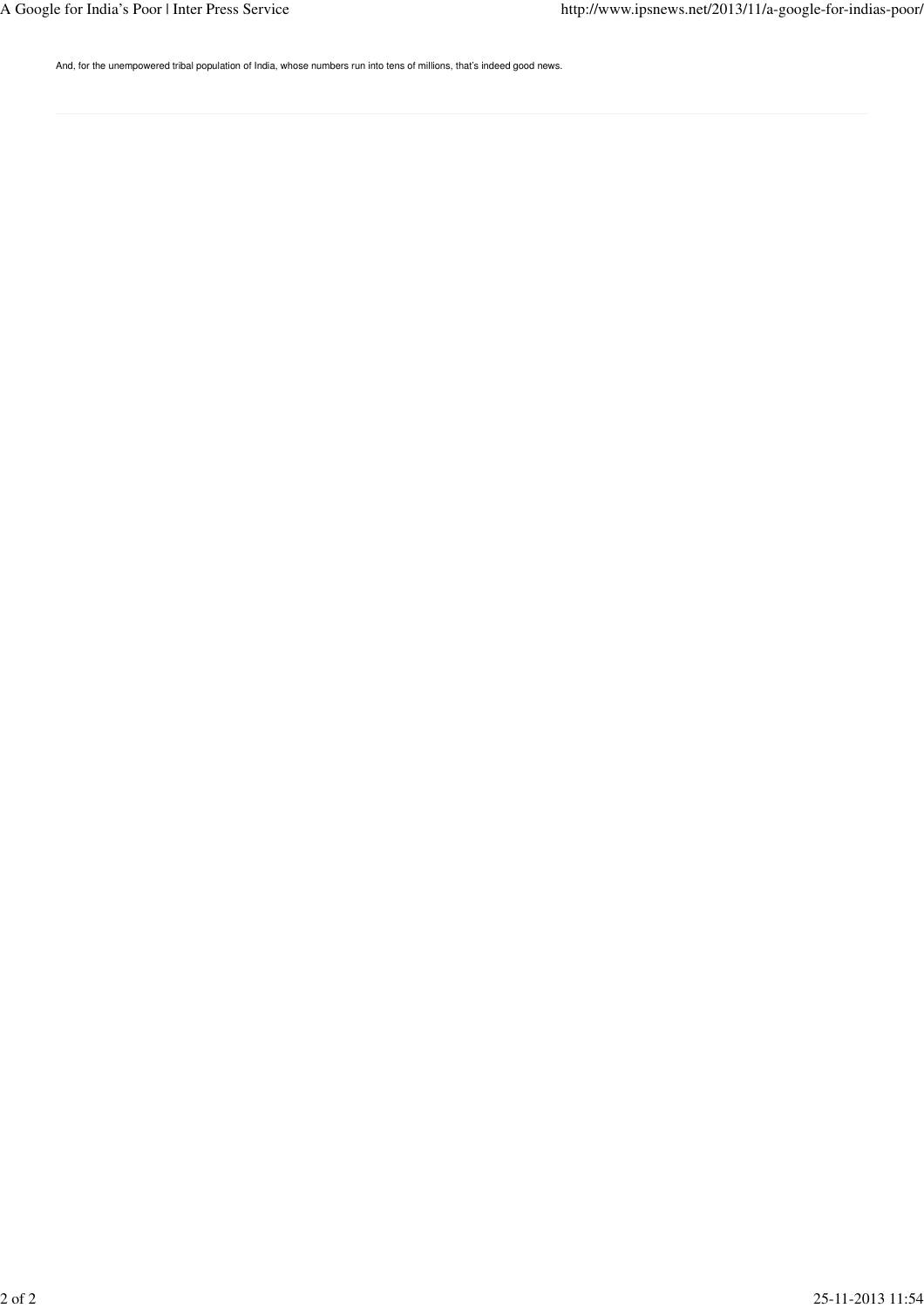And, for the unempowered tribal population of India, whose numbers run into tens of millions, that's indeed good news.